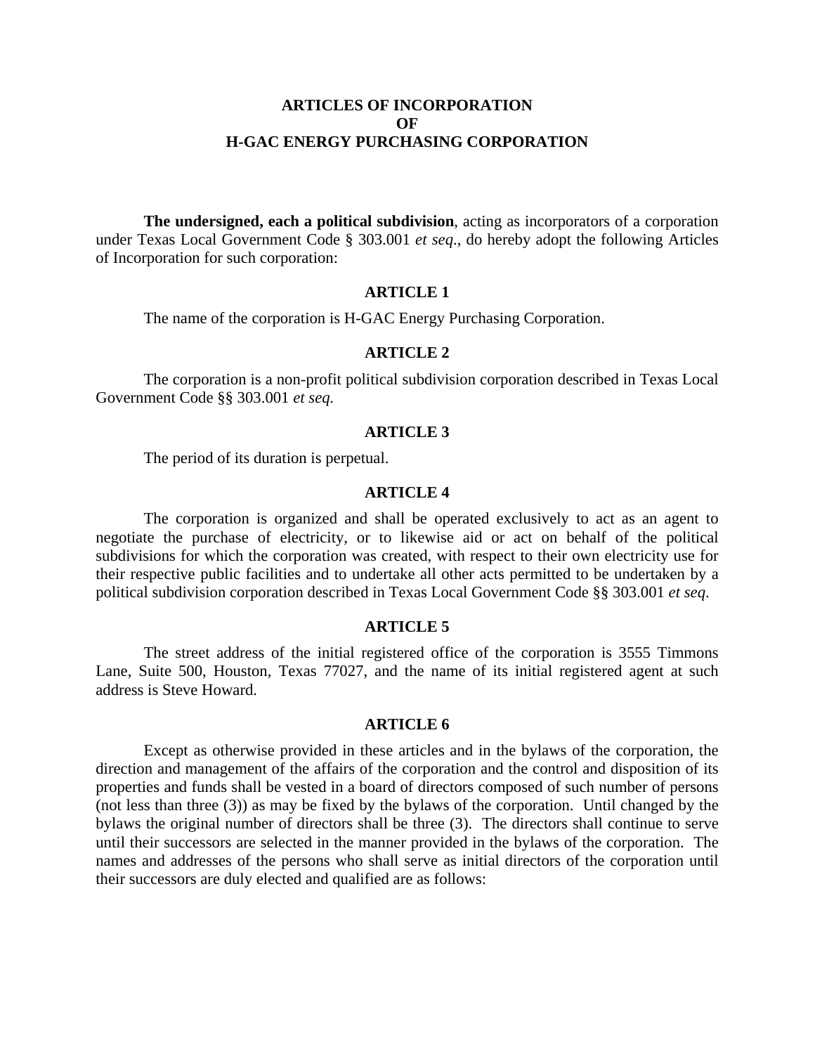# ARTICLES OF INCORPORATION
# OF
# H-GAC ENERGY PURCHASING CORPORATION

**The undersigned, each a political subdivision**, acting as incorporators of a corporation under Texas Local Government Code § 303.001 *et seq*., do hereby adopt the following Articles of Incorporation for such corporation:

## ARTICLE 1

The name of the corporation is H-GAC Energy Purchasing Corporation.

## ARTICLE 2

The corporation is a non-profit political subdivision corporation described in Texas Local Government Code §§ 303.001 *et seq.*

## ARTICLE 3

The period of its duration is perpetual.

## ARTICLE 4

The corporation is organized and shall be operated exclusively to act as an agent to negotiate the purchase of electricity, or to likewise aid or act on behalf of the political subdivisions for which the corporation was created, with respect to their own electricity use for their respective public facilities and to undertake all other acts permitted to be undertaken by a political subdivision corporation described in Texas Local Government Code §§ 303.001 *et seq*.

## ARTICLE 5

The street address of the initial registered office of the corporation is 3555 Timmons Lane, Suite 500, Houston, Texas 77027, and the name of its initial registered agent at such address is Steve Howard.

## ARTICLE 6

Except as otherwise provided in these articles and in the bylaws of the corporation, the direction and management of the affairs of the corporation and the control and disposition of its properties and funds shall be vested in a board of directors composed of such number of persons (not less than three (3)) as may be fixed by the bylaws of the corporation. Until changed by the bylaws the original number of directors shall be three (3). The directors shall continue to serve until their successors are selected in the manner provided in the bylaws of the corporation. The names and addresses of the persons who shall serve as initial directors of the corporation until their successors are duly elected and qualified are as follows: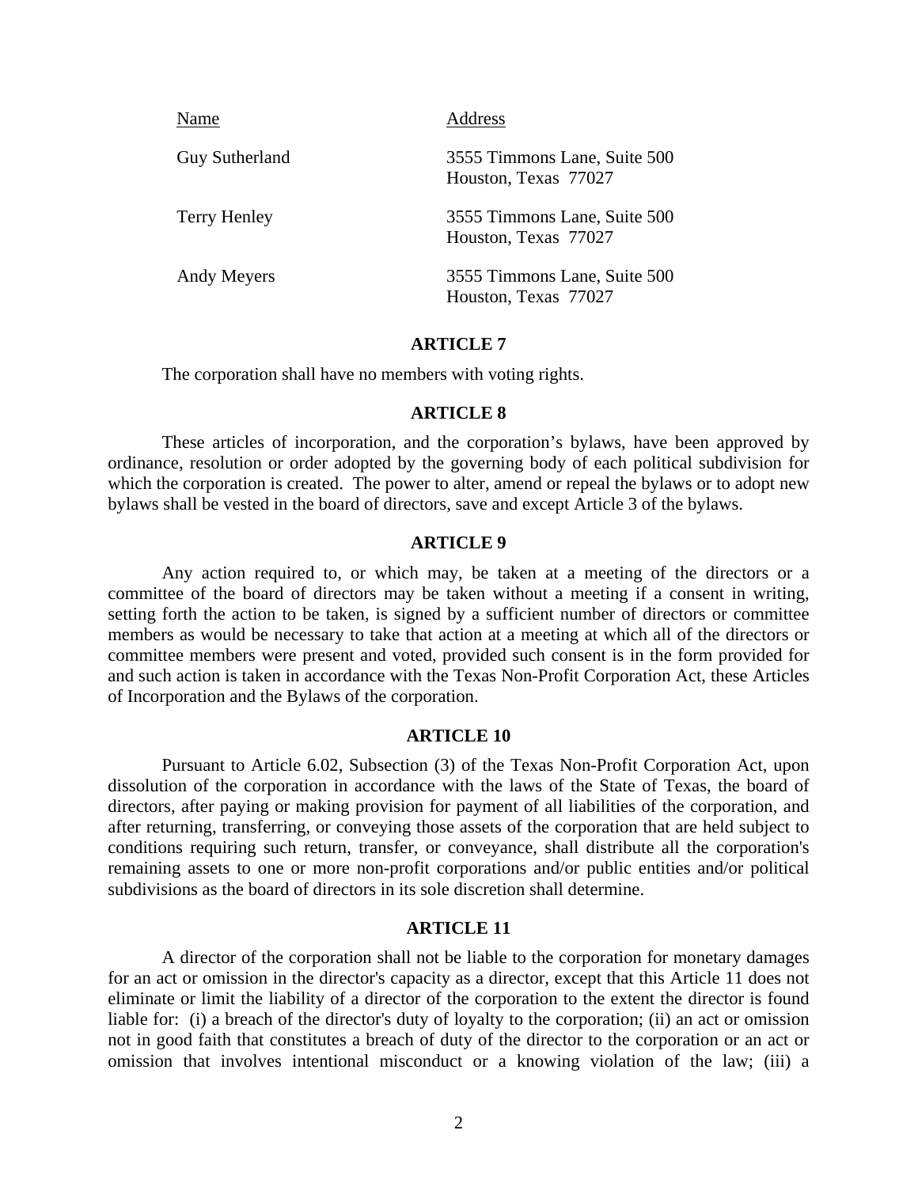| Name | Address |
|---|---|
| Guy Sutherland | 3555 Timmons Lane, Suite 500<br>Houston, Texas 77027 |
| Terry Henley | 3555 Timmons Lane, Suite 500<br>Houston, Texas 77027 |
| Andy Meyers | 3555 Timmons Lane, Suite 500<br>Houston, Texas 77027 |

## ARTICLE 7

The corporation shall have no members with voting rights.

## ARTICLE 8

These articles of incorporation, and the corporation's bylaws, have been approved by ordinance, resolution or order adopted by the governing body of each political subdivision for which the corporation is created. The power to alter, amend or repeal the bylaws or to adopt new bylaws shall be vested in the board of directors, save and except Article 3 of the bylaws.

## ARTICLE 9

Any action required to, or which may, be taken at a meeting of the directors or a committee of the board of directors may be taken without a meeting if a consent in writing, setting forth the action to be taken, is signed by a sufficient number of directors or committee members as would be necessary to take that action at a meeting at which all of the directors or committee members were present and voted, provided such consent is in the form provided for and such action is taken in accordance with the Texas Non-Profit Corporation Act, these Articles of Incorporation and the Bylaws of the corporation.

## ARTICLE 10

Pursuant to Article 6.02, Subsection (3) of the Texas Non-Profit Corporation Act, upon dissolution of the corporation in accordance with the laws of the State of Texas, the board of directors, after paying or making provision for payment of all liabilities of the corporation, and after returning, transferring, or conveying those assets of the corporation that are held subject to conditions requiring such return, transfer, or conveyance, shall distribute all the corporation's remaining assets to one or more non-profit corporations and/or public entities and/or political subdivisions as the board of directors in its sole discretion shall determine.

## ARTICLE 11

A director of the corporation shall not be liable to the corporation for monetary damages for an act or omission in the director's capacity as a director, except that this Article 11 does not eliminate or limit the liability of a director of the corporation to the extent the director is found liable for: (i) a breach of the director's duty of loyalty to the corporation; (ii) an act or omission not in good faith that constitutes a breach of duty of the director to the corporation or an act or omission that involves intentional misconduct or a knowing violation of the law; (iii) a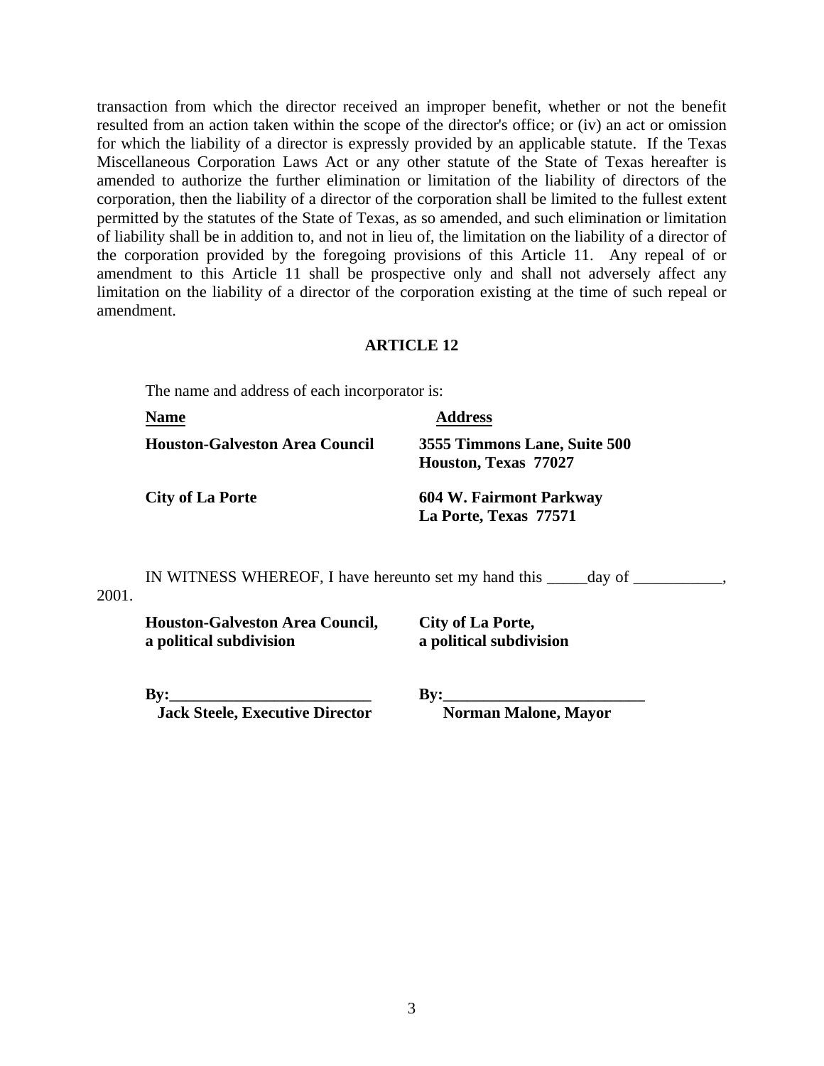transaction from which the director received an improper benefit, whether or not the benefit resulted from an action taken within the scope of the director's office; or (iv) an act or omission for which the liability of a director is expressly provided by an applicable statute. If the Texas Miscellaneous Corporation Laws Act or any other statute of the State of Texas hereafter is amended to authorize the further elimination or limitation of the liability of directors of the corporation, then the liability of a director of the corporation shall be limited to the fullest extent permitted by the statutes of the State of Texas, as so amended, and such elimination or limitation of liability shall be in addition to, and not in lieu of, the limitation on the liability of a director of the corporation provided by the foregoing provisions of this Article 11. Any repeal of or amendment to this Article 11 shall be prospective only and shall not adversely affect any limitation on the liability of a director of the corporation existing at the time of such repeal or amendment.

## ARTICLE 12

The name and address of each incorporator is:

| **Name** | **Address** |
|---|---|
| **Houston-Galveston Area Council** | **3555 Timmons Lane, Suite 500**<br>**Houston, Texas 77027** |
| **City of La Porte** | **604 W. Fairmont Parkway**<br>**La Porte, Texas 77571** |

IN WITNESS WHEREOF, I have hereunto set my hand this _____day of ___________, 2001.

| | |
|---|---|
| **Houston-Galveston Area Council,**<br>**a political subdivision** | **City of La Porte,**<br>**a political subdivision** |
| **By:_________________________**<br>**Jack Steele, Executive Director** | **By:_________________________**<br>**Norman Malone, Mayor** |